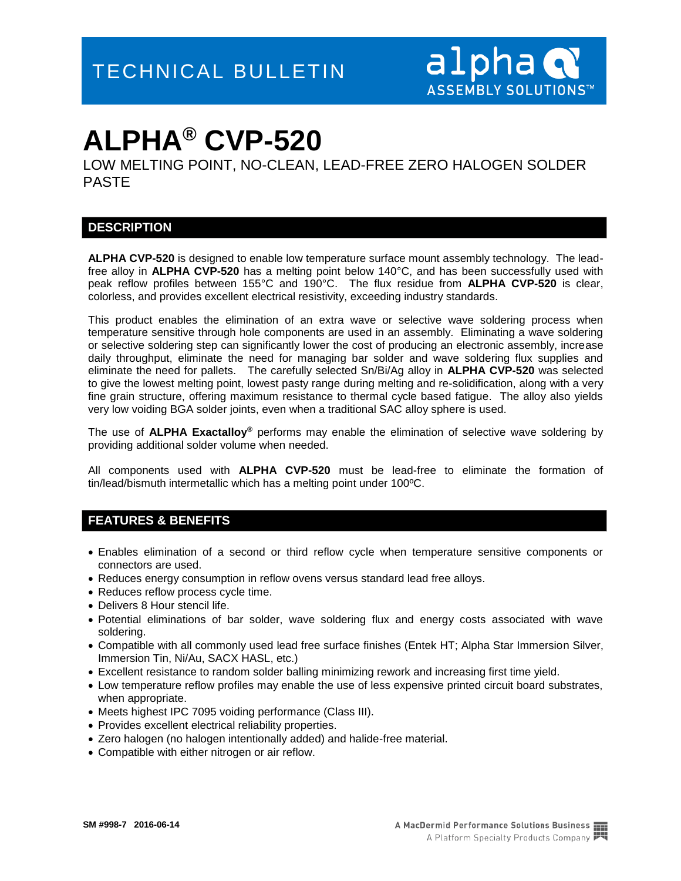TECHNICAL BULLETIN

alpha ASSEMBLY SOLUTIONS™

# ALPHA® CVP-520

LOW MELTING POINT, NO-CLEAN, LEAD-FREE ZERO HALOGEN SOLDER PASTE

## DESCRIPTION

**ALPHA CVP-520** is designed to enable low temperature surface mount assembly technology. The lead-free alloy in **ALPHA CVP-520** has a melting point below 140°C, and has been successfully used with peak reflow profiles between 155°C and 190°C. The flux residue from **ALPHA CVP-520** is clear, colorless, and provides excellent electrical resistivity, exceeding industry standards.

This product enables the elimination of an extra wave or selective wave soldering process when temperature sensitive through hole components are used in an assembly. Eliminating a wave soldering or selective soldering step can significantly lower the cost of producing an electronic assembly, increase daily throughput, eliminate the need for managing bar solder and wave soldering flux supplies and eliminate the need for pallets. The carefully selected Sn/Bi/Ag alloy in **ALPHA CVP-520** was selected to give the lowest melting point, lowest pasty range during melting and re-solidification, along with a very fine grain structure, offering maximum resistance to thermal cycle based fatigue. The alloy also yields very low voiding BGA solder joints, even when a traditional SAC alloy sphere is used.

The use of **ALPHA Exactalloy®** performs may enable the elimination of selective wave soldering by providing additional solder volume when needed.

All components used with **ALPHA CVP-520** must be lead-free to eliminate the formation of tin/lead/bismuth intermetallic which has a melting point under 100ºC.

## FEATURES & BENEFITS

- Enables elimination of a second or third reflow cycle when temperature sensitive components or connectors are used.
- Reduces energy consumption in reflow ovens versus standard lead free alloys.
- Reduces reflow process cycle time.
- Delivers 8 Hour stencil life.
- Potential eliminations of bar solder, wave soldering flux and energy costs associated with wave soldering.
- Compatible with all commonly used lead free surface finishes (Entek HT; Alpha Star Immersion Silver, Immersion Tin, Ni/Au, SACX HASL, etc.)
- Excellent resistance to random solder balling minimizing rework and increasing first time yield.
- Low temperature reflow profiles may enable the use of less expensive printed circuit board substrates, when appropriate.
- Meets highest IPC 7095 voiding performance (Class III).
- Provides excellent electrical reliability properties.
- Zero halogen (no halogen intentionally added) and halide-free material.
- Compatible with either nitrogen or air reflow.

SM #998-7 2016-06-14

A MacDermid Performance Solutions Business
A Platform Specialty Products Company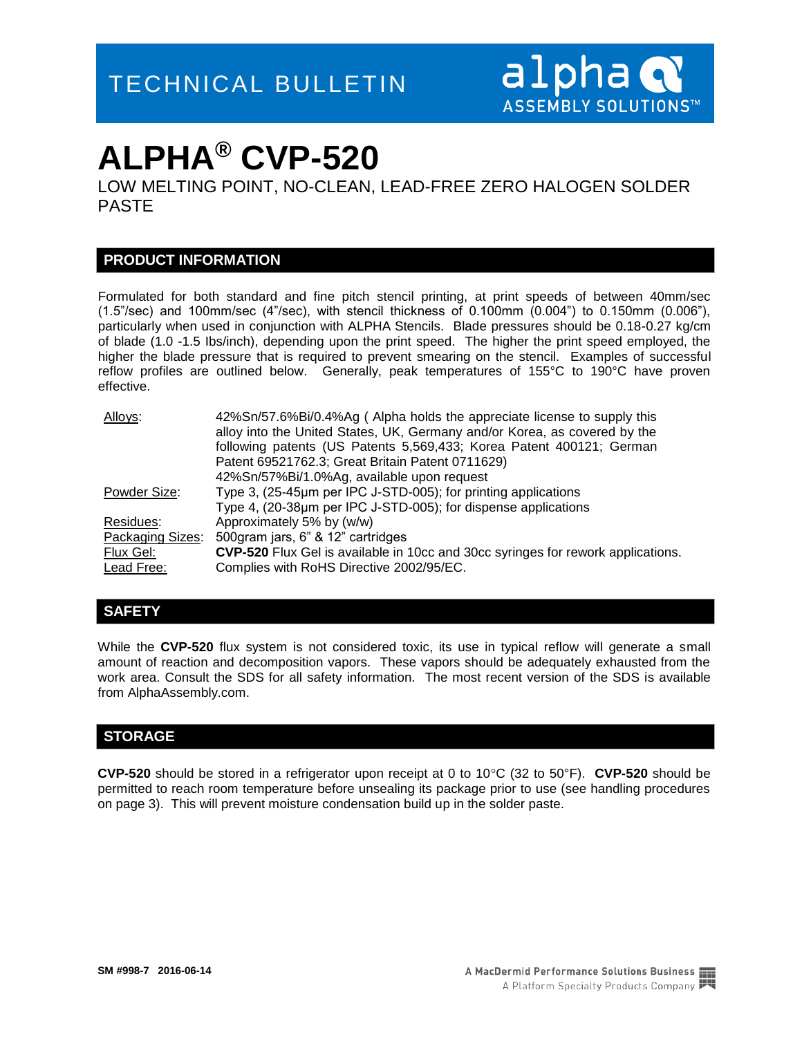TECHNICAL BULLETIN

# ALPHA® CVP-520

LOW MELTING POINT, NO-CLEAN, LEAD-FREE ZERO HALOGEN SOLDER PASTE

## PRODUCT INFORMATION

Formulated for both standard and fine pitch stencil printing, at print speeds of between 40mm/sec (1.5"/sec) and 100mm/sec (4"/sec), with stencil thickness of 0.100mm (0.004") to 0.150mm (0.006"), particularly when used in conjunction with ALPHA Stencils. Blade pressures should be 0.18-0.27 kg/cm of blade (1.0 -1.5 Ibs/inch), depending upon the print speed. The higher the print speed employed, the higher the blade pressure that is required to prevent smearing on the stencil. Examples of successful reflow profiles are outlined below. Generally, peak temperatures of 155°C to 190°C have proven effective.

| | |
|---|---|
| Alloys: | 42%Sn/57.6%Bi/0.4%Ag ( Alpha holds the appreciate license to supply this alloy into the United States, UK, Germany and/or Korea, as covered by the following patents (US Patents 5,569,433; Korea Patent 400121; German Patent 69521762.3; Great Britain Patent 0711629)<br>42%Sn/57%Bi/1.0%Ag, available upon request |
| Powder Size: | Type 3, (25-45µm per IPC J-STD-005); for printing applications<br>Type 4, (20-38µm per IPC J-STD-005); for dispense applications |
| Residues: | Approximately 5% by (w/w) |
| Packaging Sizes: | 500gram jars, 6" & 12" cartridges |
| Flux Gel: | **CVP-520** Flux Gel is available in 10cc and 30cc syringes for rework applications. |
| Lead Free: | Complies with RoHS Directive 2002/95/EC. |

## SAFETY

While the **CVP-520** flux system is not considered toxic, its use in typical reflow will generate a small amount of reaction and decomposition vapors. These vapors should be adequately exhausted from the work area. Consult the SDS for all safety information. The most recent version of the SDS is available from AlphaAssembly.com.

## STORAGE

**CVP-520** should be stored in a refrigerator upon receipt at 0 to 10°C (32 to 50°F). **CVP-520** should be permitted to reach room temperature before unsealing its package prior to use (see handling procedures on page 3). This will prevent moisture condensation build up in the solder paste.

SM #998-7 2016-06-14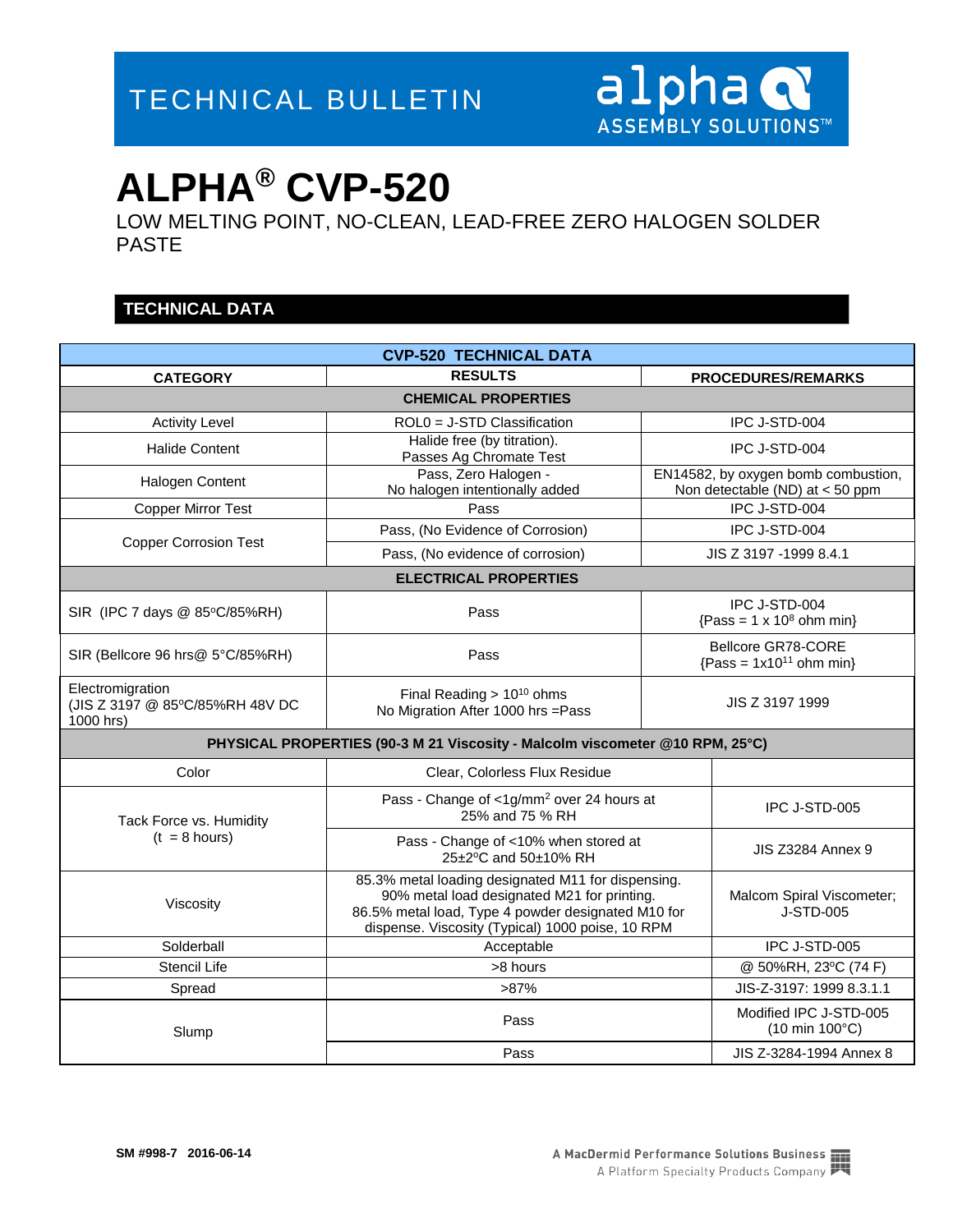TECHNICAL BULLETIN

# ALPHA® CVP-520

LOW MELTING POINT, NO-CLEAN, LEAD-FREE ZERO HALOGEN SOLDER PASTE

## TECHNICAL DATA

| CVP-520 TECHNICAL DATA | | |
|---|---|---|
| **CATEGORY** | **RESULTS** | **PROCEDURES/REMARKS** |
| **CHEMICAL PROPERTIES** | | |
| Activity Level | ROL0 = J-STD Classification | IPC J-STD-004 |
| Halide Content | Halide free (by titration). Passes Ag Chromate Test | IPC J-STD-004 |
| Halogen Content | Pass, Zero Halogen - No halogen intentionally added | EN14582, by oxygen bomb combustion, Non detectable (ND) at < 50 ppm |
| Copper Mirror Test | Pass | IPC J-STD-004 |
| Copper Corrosion Test | Pass, (No Evidence of Corrosion) | IPC J-STD-004 |
| | Pass, (No evidence of corrosion) | JIS Z 3197 -1999 8.4.1 |
| **ELECTRICAL PROPERTIES** | | |
| SIR (IPC 7 days @ 85ºC/85%RH) | Pass | IPC J-STD-004 {Pass = 1 x $10^8$ ohm min} |
| SIR (Bellcore 96 hrs@ 5°C/85%RH) | Pass | Bellcore GR78-CORE {Pass = 1x$10^{11}$ ohm min} |
| Electromigration (JIS Z 3197 @ 85ºC/85%RH 48V DC 1000 hrs) | Final Reading > $10^{10}$ ohms No Migration After 1000 hrs =Pass | JIS Z 3197 1999 |
| **PHYSICAL PROPERTIES (90-3 M 21 Viscosity - Malcolm viscometer @10 RPM, 25°C)** | | |
| Color | Clear, Colorless Flux Residue | |
| Tack Force vs. Humidity (t = 8 hours) | Pass - Change of <1g/mm² over 24 hours at 25% and 75 % RH | IPC J-STD-005 |
| | Pass - Change of <10% when stored at 25±2ºC and 50±10% RH | JIS Z3284 Annex 9 |
| Viscosity | 85.3% metal loading designated M11 for dispensing. 90% metal load designated M21 for printing. 86.5% metal load, Type 4 powder designated M10 for dispense. Viscosity (Typical) 1000 poise, 10 RPM | Malcom Spiral Viscometer; J-STD-005 |
| Solderball | Acceptable | IPC J-STD-005 |
| Stencil Life | >8 hours | @ 50%RH, 23ºC (74 F) |
| Spread | >87% | JIS-Z-3197: 1999 8.3.1.1 |
| Slump | Pass | Modified IPC J-STD-005 (10 min 100°C) |
| | Pass | JIS Z-3284-1994 Annex 8 |

SM #998-7 2016-06-14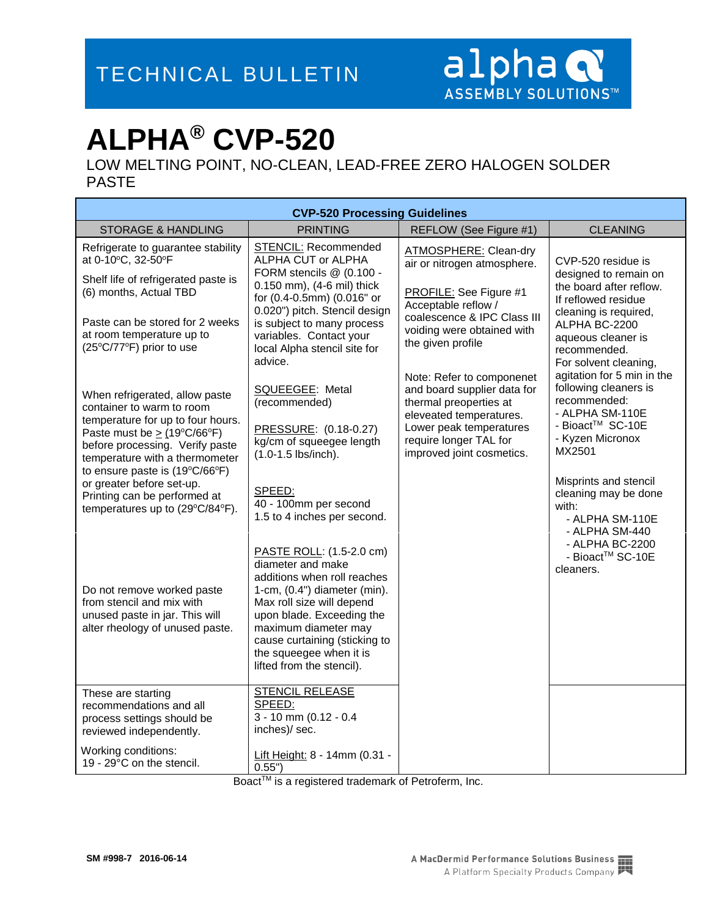TECHNICAL BULLETIN

# ALPHA® CVP-520

LOW MELTING POINT, NO-CLEAN, LEAD-FREE ZERO HALOGEN SOLDER PASTE

| CVP-520 Processing Guidelines | | | |
|---|---|---|---|
| STORAGE & HANDLING | PRINTING | REFLOW (See Figure #1) | CLEANING |
| Refrigerate to guarantee stability at 0-10ºC, 32-50ºF<br><br>Shelf life of refrigerated paste is (6) months, Actual TBD<br><br>Paste can be stored for 2 weeks at room temperature up to (25ºC/77ºF) prior to use<br><br>When refrigerated, allow paste container to warm to room temperature for up to four hours. Paste must be ≥ (19ºC/66ºF) before processing. Verify paste temperature with a thermometer to ensure paste is (19ºC/66ºF) or greater before set-up. Printing can be performed at temperatures up to (29ºC/84ºF).<br><br>Do not remove worked paste from stencil and mix with unused paste in jar. This will alter rheology of unused paste. | STENCIL: Recommended ALPHA CUT or ALPHA FORM stencils @ (0.100 - 0.150 mm), (4-6 mil) thick for (0.4-0.5mm) (0.016" or 0.020") pitch. Stencil design is subject to many process variables. Contact your local Alpha stencil site for advice.<br><br>SQUEEGEE: Metal (recommended)<br><br>PRESSURE: (0.18-0.27) kg/cm of squeegee length (1.0-1.5 lbs/inch).<br><br>SPEED: 40 - 100mm per second 1.5 to 4 inches per second.<br><br>PASTE ROLL: (1.5-2.0 cm) diameter and make additions when roll reaches 1-cm, (0.4") diameter (min). Max roll size will depend upon blade. Exceeding the maximum diameter may cause curtaining (sticking to the squeegee when it is lifted from the stencil). | ATMOSPHERE: Clean-dry air or nitrogen atmosphere.<br><br>PROFILE: See Figure #1 Acceptable reflow / coalescence & IPC Class III voiding were obtained with the given profile<br><br>Note: Refer to componenet and board supplier data for thermal preoperties at eleveated temperatures. Lower peak temperatures require longer TAL for improved joint cosmetics. | CVP-520 residue is designed to remain on the board after reflow. If reflowed residue cleaning is required, ALPHA BC-2200 aqueous cleaner is recommended. For solvent cleaning, agitation for 5 min in the following cleaners is recommended:<br>- ALPHA SM-110E<br>- Bioact™ SC-10E<br>- Kyzen Micronox MX2501<br><br>Misprints and stencil cleaning may be done with:<br>- ALPHA SM-110E<br>- ALPHA SM-440<br>- ALPHA BC-2200<br>- Bioact™ SC-10E<br>cleaners. |
| These are starting recommendations and all process settings should be reviewed independently.<br><br>Working conditions: 19 - 29°C on the stencil. | STENCIL RELEASE SPEED: 3 - 10 mm (0.12 - 0.4 inches)/ sec.<br><br>Lift Height: 8 - 14mm (0.31 - 0.55") | | |

Boact™ is a registered trademark of Petroferm, Inc.

SM #998-7 2016-06-14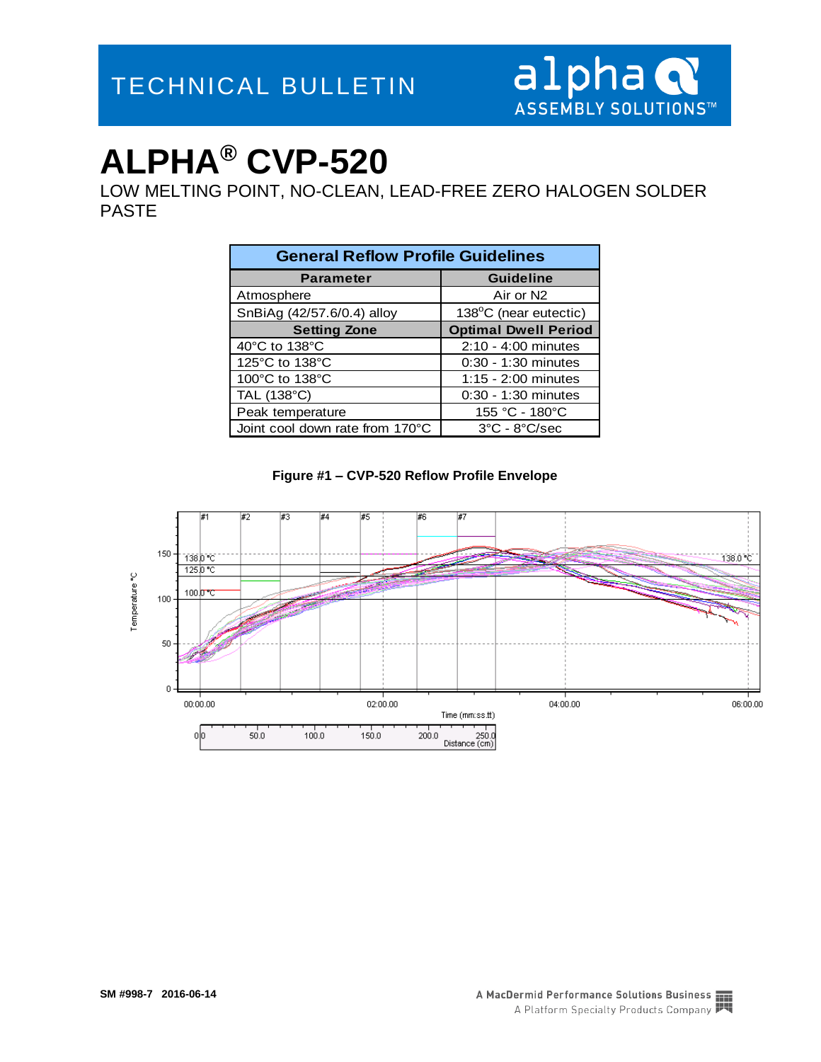TECHNICAL BULLETIN

# ALPHA® CVP-520

LOW MELTING POINT, NO-CLEAN, LEAD-FREE ZERO HALOGEN SOLDER PASTE

| General Reflow Profile Guidelines | |
|---|---|
| **Parameter** | **Guideline** |
| Atmosphere | Air or N2 |
| SnBiAg (42/57.6/0.4) alloy | 138°C (near eutectic) |
| **Setting Zone** | **Optimal Dwell Period** |
| 40°C to 138°C | 2:10 - 4:00 minutes |
| 125°C to 138°C | 0:30 - 1:30 minutes |
| 100°C to 138°C | 1:15 - 2:00 minutes |
| TAL (138°C) | 0:30 - 1:30 minutes |
| Peak temperature | 155 °C - 180°C |
| Joint cool down rate from 170°C | 3°C - 8°C/sec |

**Figure #1 – CVP-520 Reflow Profile Envelope**

#1 #2 #3 #4 #5 #6 #7

Temperature °C

150
100
50
0

138.0 °C
125.0 °C
100.0 °C
138.0 °C

00:00.00
02:00.00
04:00.00
06:00.00

Time (mm:ss.tt)

0.0
50.0
100.0
150.0
200.0
250.0
Distance (cm)

SM #998-7 2016-06-14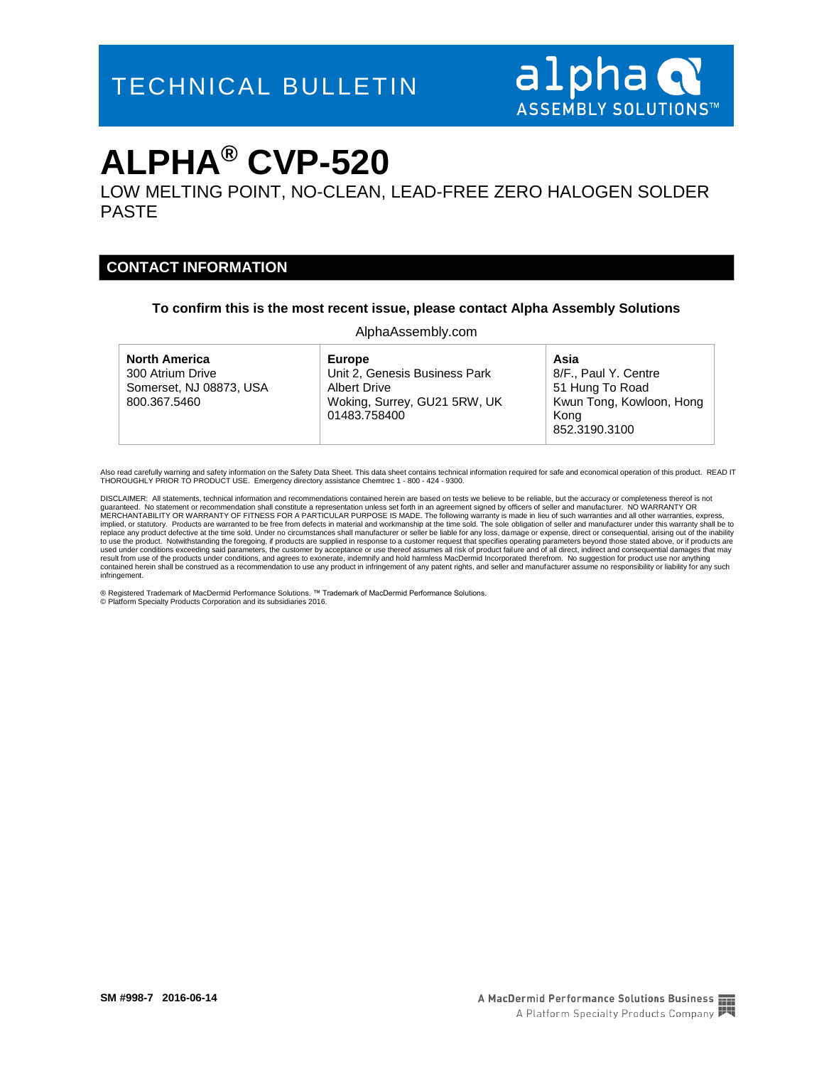TECHNICAL BULLETIN

# ALPHA® CVP-520

LOW MELTING POINT, NO-CLEAN, LEAD-FREE ZERO HALOGEN SOLDER PASTE

## CONTACT INFORMATION

**To confirm this is the most recent issue, please contact Alpha Assembly Solutions**

AlphaAssembly.com

| | | |
|---|---|---|
| **North America**<br>300 Atrium Drive<br>Somerset, NJ 08873, USA<br>800.367.5460 | **Europe**<br>Unit 2, Genesis Business Park<br>Albert Drive<br>Woking, Surrey, GU21 5RW, UK<br>01483.758400 | **Asia**<br>8/F., Paul Y. Centre<br>51 Hung To Road<br>Kwun Tong, Kowloon, Hong Kong<br>852.3190.3100 |

Also read carefully warning and safety information on the Safety Data Sheet. This data sheet contains technical information required for safe and economical operation of this product. READ IT THOROUGHLY PRIOR TO PRODUCT USE. Emergency directory assistance Chemtrec 1 - 800 - 424 - 9300.

DISCLAIMER: All statements, technical information and recommendations contained herein are based on tests we believe to be reliable, but the accuracy or completeness thereof is not guaranteed. No statement or recommendation shall constitute a representation unless set forth in an agreement signed by officers of seller and manufacturer. NO WARRANTY OR MERCHANTABILITY OR WARRANTY OF FITNESS FOR A PARTICULAR PURPOSE IS MADE. The following warranty is made in lieu of such warranties and all other warranties, express, implied, or statutory. Products are warranted to be free from defects in material and workmanship at the time sold. The sole obligation of seller and manufacturer under this warranty shall be to replace any product defective at the time sold. Under no circumstances shall manufacturer or seller be liable for any loss, damage or expense, direct or consequential, arising out of the inability to use the product. Notwithstanding the foregoing, if products are supplied in response to a customer request that specifies operating parameters beyond those stated above, or if products are used under conditions exceeding said parameters, the customer by acceptance or use thereof assumes all risk of product failure and of all direct, indirect and consequential damages that may result from use of the products under conditions, and agrees to exonerate, indemnify and hold harmless MacDermid Incorporated therefrom. No suggestion for product use nor anything contained herein shall be construed as a recommendation to use any product in infringement of any patent rights, and seller and manufacturer assume no responsibility or liability for any such infringement.

® Registered Trademark of MacDermid Performance Solutions. ™ Trademark of MacDermid Performance Solutions.
© Platform Specialty Products Corporation and its subsidiaries 2016.

**SM #998-7 2016-06-14**

A MacDermid Performance Solutions Business
A Platform Specialty Products Company